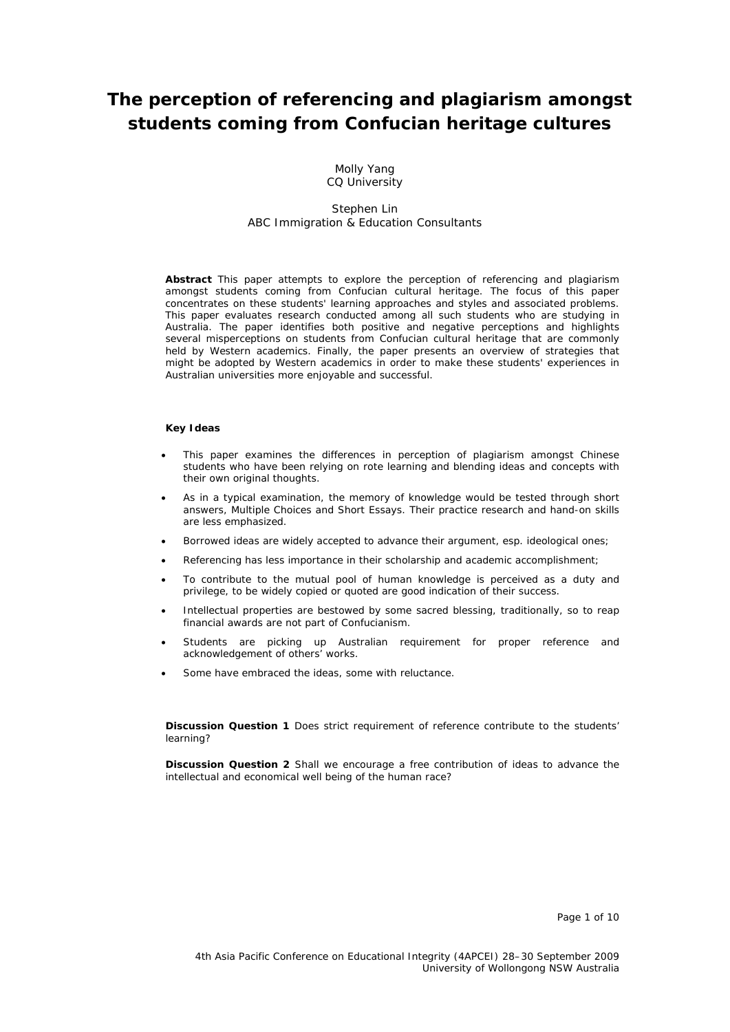# The perception of referencing and plagiarism amongst students coming from Confucian heritage cultures

Molly Yang
CQ University

Stephen Lin
ABC Immigration & Education Consultants

**Abstract** This paper attempts to explore the perception of referencing and plagiarism amongst students coming from Confucian cultural heritage. The focus of this paper concentrates on these students' learning approaches and styles and associated problems. This paper evaluates research conducted among all such students who are studying in Australia. The paper identifies both positive and negative perceptions and highlights several misperceptions on students from Confucian cultural heritage that are commonly held by Western academics. Finally, the paper presents an overview of strategies that might be adopted by Western academics in order to make these students' experiences in Australian universities more enjoyable and successful.

**Key Ideas**

- This paper examines the differences in perception of plagiarism amongst Chinese students who have been relying on rote learning and blending ideas and concepts with their own original thoughts.
- As in a typical examination, the memory of knowledge would be tested through short answers, Multiple Choices and Short Essays. Their practice research and hand-on skills are less emphasized.
- Borrowed ideas are widely accepted to advance their argument, esp. ideological ones;
- Referencing has less importance in their scholarship and academic accomplishment;
- To contribute to the mutual pool of human knowledge is perceived as a duty and privilege, to be widely copied or quoted are good indication of their success.
- Intellectual properties are bestowed by some sacred blessing, traditionally, so to reap financial awards are not part of Confucianism.
- Students are picking up Australian requirement for proper reference and acknowledgement of others' works.
- Some have embraced the ideas, some with reluctance.

**Discussion Question 1** Does strict requirement of reference contribute to the students' learning?

**Discussion Question 2** Shall we encourage a free contribution of ideas to advance the intellectual and economical well being of the human race?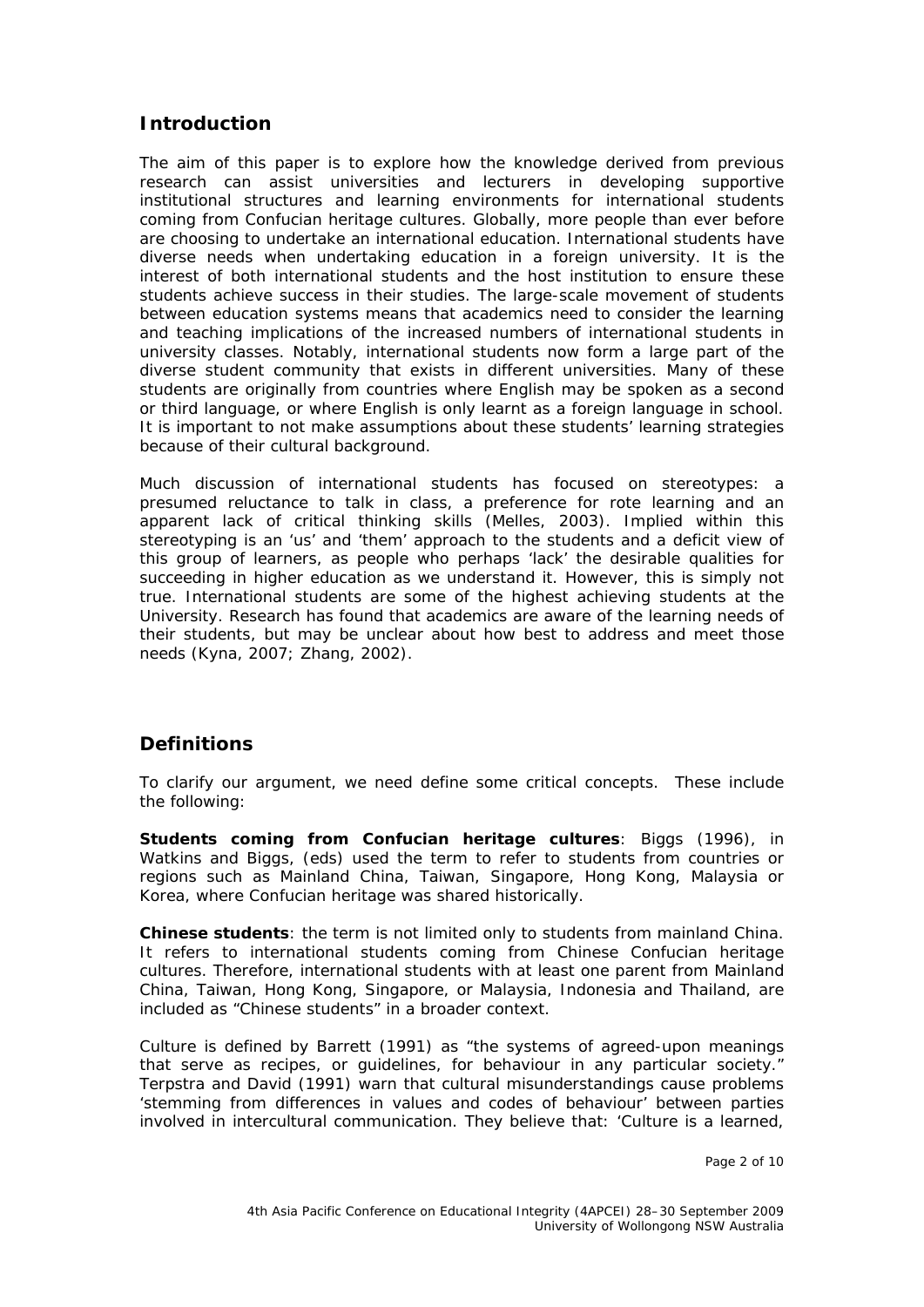## Introduction

The aim of this paper is to explore how the knowledge derived from previous research can assist universities and lecturers in developing supportive institutional structures and learning environments for international students coming from Confucian heritage cultures. Globally, more people than ever before are choosing to undertake an international education. International students have diverse needs when undertaking education in a foreign university. It is the interest of both international students and the host institution to ensure these students achieve success in their studies. The large-scale movement of students between education systems means that academics need to consider the learning and teaching implications of the increased numbers of international students in university classes. Notably, international students now form a large part of the diverse student community that exists in different universities. Many of these students are originally from countries where English may be spoken as a second or third language, or where English is only learnt as a foreign language in school. It is important to not make assumptions about these students' learning strategies because of their cultural background.

Much discussion of international students has focused on stereotypes: a presumed reluctance to talk in class, a preference for rote learning and an apparent lack of critical thinking skills (Melles, 2003). Implied within this stereotyping is an 'us' and 'them' approach to the students and a deficit view of this group of learners, as people who perhaps 'lack' the desirable qualities for succeeding in higher education as we understand it. However, this is simply not true. International students are some of the highest achieving students at the University. Research has found that academics are aware of the learning needs of their students, but may be unclear about how best to address and meet those needs (Kyna, 2007; Zhang, 2002).

## Definitions

To clarify our argument, we need define some critical concepts. These include the following:

**Students coming from Confucian heritage cultures**: Biggs (1996), in Watkins and Biggs, (eds) used the term to refer to students from countries or regions such as Mainland China, Taiwan, Singapore, Hong Kong, Malaysia or Korea, where Confucian heritage was shared historically.

**Chinese students**: the term is not limited only to students from mainland China. It refers to international students coming from Chinese Confucian heritage cultures. Therefore, international students with at least one parent from Mainland China, Taiwan, Hong Kong, Singapore, or Malaysia, Indonesia and Thailand, are included as "Chinese students" in a broader context.

Culture is defined by Barrett (1991) as "the systems of agreed-upon meanings that serve as recipes, or guidelines, for behaviour in any particular society." Terpstra and David (1991) warn that cultural misunderstandings cause problems 'stemming from differences in values and codes of behaviour' between parties involved in intercultural communication. They believe that: 'Culture is a learned,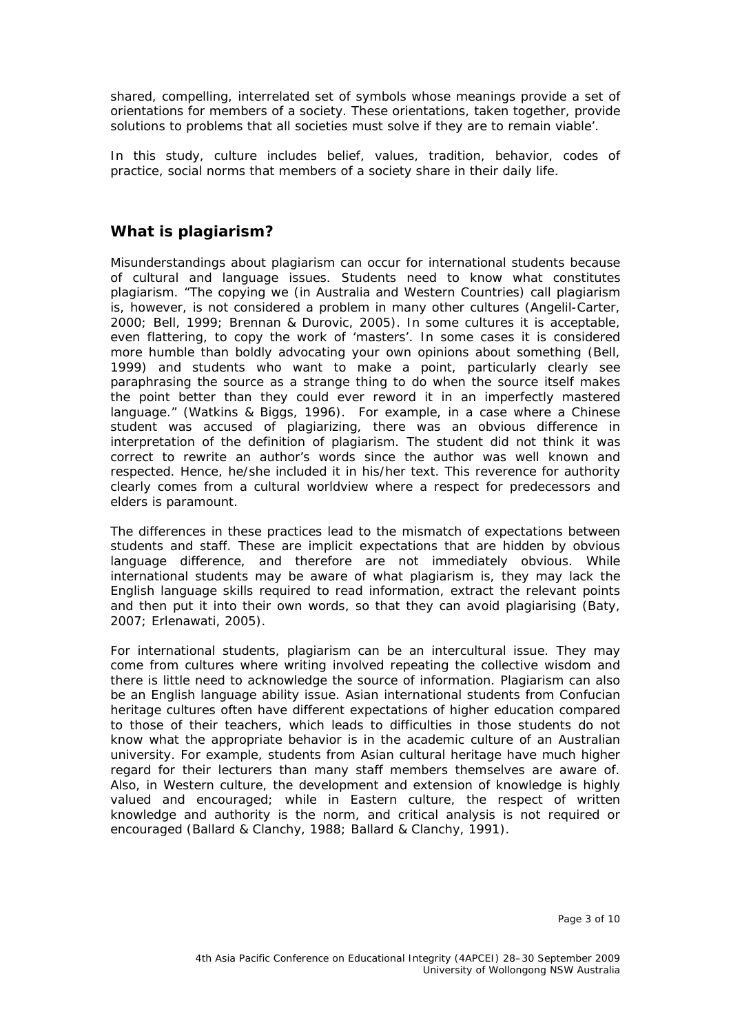shared, compelling, interrelated set of symbols whose meanings provide a set of orientations for members of a society. These orientations, taken together, provide solutions to problems that all societies must solve if they are to remain viable'.

In this study, culture includes belief, values, tradition, behavior, codes of practice, social norms that members of a society share in their daily life.

## What is plagiarism?

Misunderstandings about plagiarism can occur for international students because of cultural and language issues. Students need to know what constitutes plagiarism. "The copying we (in Australia and Western Countries) call plagiarism is, however, is not considered a problem in many other cultures (Angelil-Carter, 2000; Bell, 1999; Brennan & Durovic, 2005). In some cultures it is acceptable, even flattering, to copy the work of 'masters'. In some cases it is considered more humble than boldly advocating your own opinions about something (Bell, 1999) and students who want to make a point, particularly clearly see paraphrasing the source as a strange thing to do when the source itself makes the point better than they could ever reword it in an imperfectly mastered language." (Watkins & Biggs, 1996). For example, in a case where a Chinese student was accused of plagiarizing, there was an obvious difference in interpretation of the definition of plagiarism. The student did not think it was correct to rewrite an author's words since the author was well known and respected. Hence, he/she included it in his/her text. This reverence for authority clearly comes from a cultural worldview where a respect for predecessors and elders is paramount.

The differences in these practices lead to the mismatch of expectations between students and staff. These are implicit expectations that are hidden by obvious language difference, and therefore are not immediately obvious. While international students may be aware of what plagiarism is, they may lack the English language skills required to read information, extract the relevant points and then put it into their own words, so that they can avoid plagiarising (Baty, 2007; Erlenawati, 2005).

For international students, plagiarism can be an intercultural issue. They may come from cultures where writing involved repeating the collective wisdom and there is little need to acknowledge the source of information. Plagiarism can also be an English language ability issue. Asian international students from Confucian heritage cultures often have different expectations of higher education compared to those of their teachers, which leads to difficulties in those students do not know what the appropriate behavior is in the academic culture of an Australian university. For example, students from Asian cultural heritage have much higher regard for their lecturers than many staff members themselves are aware of. Also, in Western culture, the development and extension of knowledge is highly valued and encouraged; while in Eastern culture, the respect of written knowledge and authority is the norm, and critical analysis is not required or encouraged (Ballard & Clanchy, 1988; Ballard & Clanchy, 1991).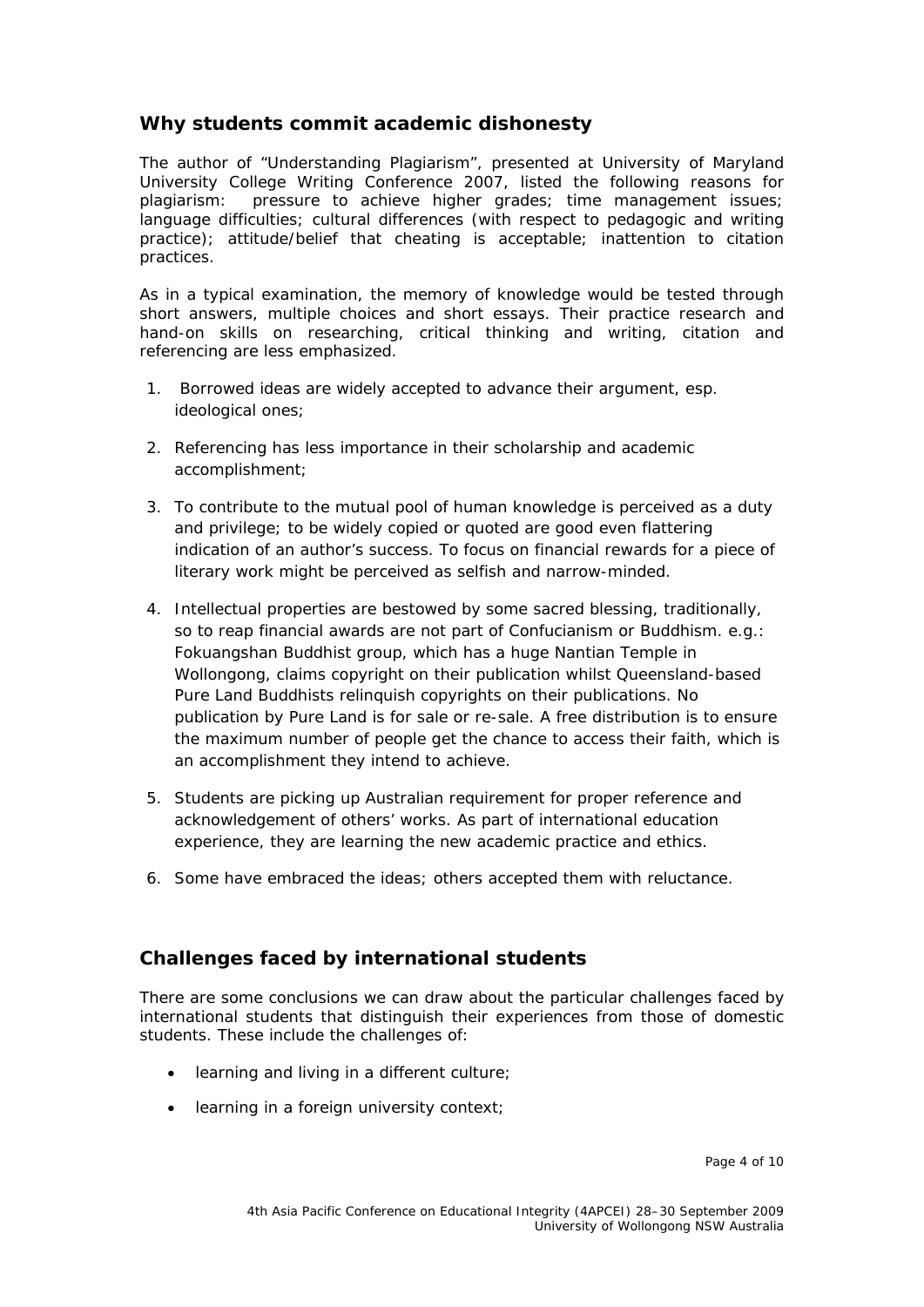## Why students commit academic dishonesty

The author of "Understanding Plagiarism", presented at University of Maryland University College Writing Conference 2007, listed the following reasons for plagiarism: pressure to achieve higher grades; time management issues; language difficulties; cultural differences (with respect to pedagogic and writing practice); attitude/belief that cheating is acceptable; inattention to citation practices.

As in a typical examination, the memory of knowledge would be tested through short answers, multiple choices and short essays. Their practice research and hand-on skills on researching, critical thinking and writing, citation and referencing are less emphasized.

1. Borrowed ideas are widely accepted to advance their argument, esp. ideological ones;
2. Referencing has less importance in their scholarship and academic accomplishment;
3. To contribute to the mutual pool of human knowledge is perceived as a duty and privilege; to be widely copied or quoted are good even flattering indication of an author's success. To focus on financial rewards for a piece of literary work might be perceived as selfish and narrow-minded.
4. Intellectual properties are bestowed by some sacred blessing, traditionally, so to reap financial awards are not part of Confucianism or Buddhism. e.g.: Fokuangshan Buddhist group, which has a huge Nantian Temple in Wollongong, claims copyright on their publication whilst Queensland-based Pure Land Buddhists relinquish copyrights on their publications. No publication by Pure Land is for sale or re-sale. A free distribution is to ensure the maximum number of people get the chance to access their faith, which is an accomplishment they intend to achieve.
5. Students are picking up Australian requirement for proper reference and acknowledgement of others' works. As part of international education experience, they are learning the new academic practice and ethics.
6. Some have embraced the ideas; others accepted them with reluctance.

## Challenges faced by international students

There are some conclusions we can draw about the particular challenges faced by international students that distinguish their experiences from those of domestic students. These include the challenges of:

- learning and living in a different culture;
- learning in a foreign university context;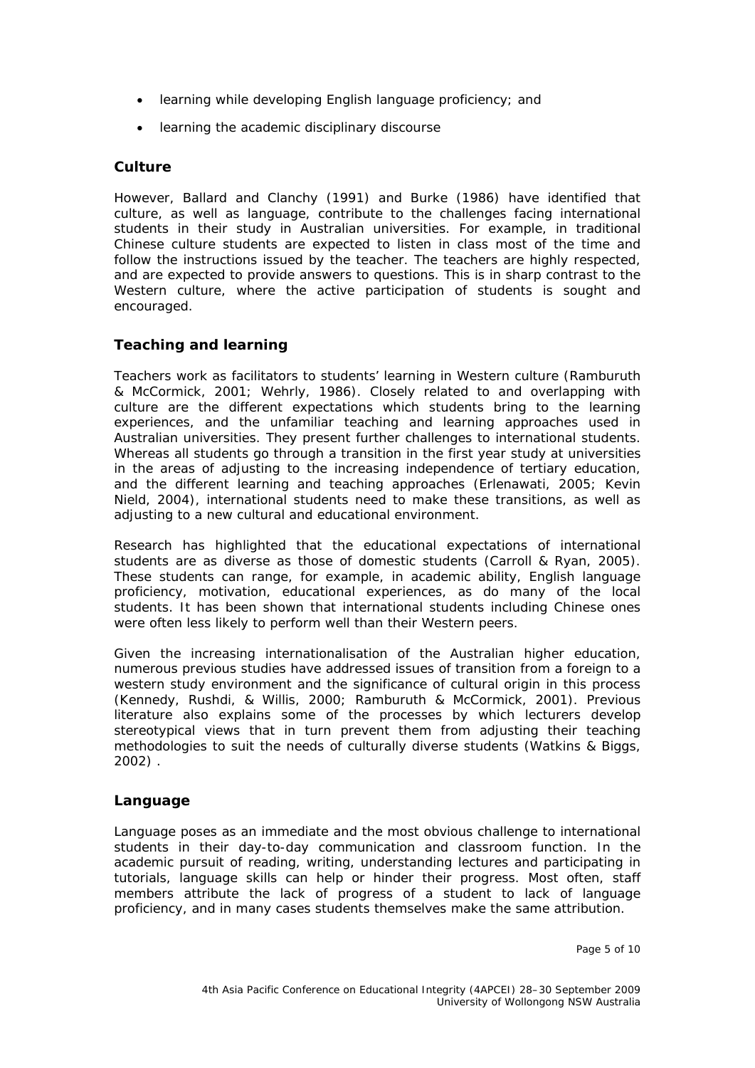- learning while developing English language proficiency; and
- learning the academic disciplinary discourse

### Culture

However, Ballard and Clanchy (1991) and Burke (1986) have identified that culture, as well as language, contribute to the challenges facing international students in their study in Australian universities. For example, in traditional Chinese culture students are expected to listen in class most of the time and follow the instructions issued by the teacher. The teachers are highly respected, and are expected to provide answers to questions. This is in sharp contrast to the Western culture, where the active participation of students is sought and encouraged.

### Teaching and learning

Teachers work as facilitators to students' learning in Western culture (Ramburuth & McCormick, 2001; Wehrly, 1986). Closely related to and overlapping with culture are the different expectations which students bring to the learning experiences, and the unfamiliar teaching and learning approaches used in Australian universities. They present further challenges to international students. Whereas all students go through a transition in the first year study at universities in the areas of adjusting to the increasing independence of tertiary education, and the different learning and teaching approaches (Erlenawati, 2005; Kevin Nield, 2004), international students need to make these transitions, as well as adjusting to a new cultural and educational environment.

Research has highlighted that the educational expectations of international students are as diverse as those of domestic students (Carroll & Ryan, 2005). These students can range, for example, in academic ability, English language proficiency, motivation, educational experiences, as do many of the local students. It has been shown that international students including Chinese ones were often less likely to perform well than their Western peers.

Given the increasing internationalisation of the Australian higher education, numerous previous studies have addressed issues of transition from a foreign to a western study environment and the significance of cultural origin in this process (Kennedy, Rushdi, & Willis, 2000; Ramburuth & McCormick, 2001). Previous literature also explains some of the processes by which lecturers develop stereotypical views that in turn prevent them from adjusting their teaching methodologies to suit the needs of culturally diverse students (Watkins & Biggs, 2002) .

### Language

Language poses as an immediate and the most obvious challenge to international students in their day-to-day communication and classroom function. In the academic pursuit of reading, writing, understanding lectures and participating in tutorials, language skills can help or hinder their progress. Most often, staff members attribute the lack of progress of a student to lack of language proficiency, and in many cases students themselves make the same attribution.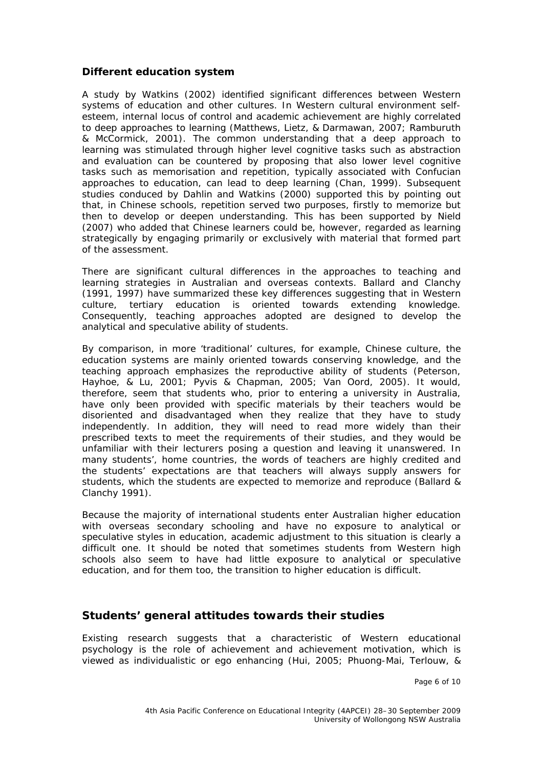### Different education system

A study by Watkins (2002) identified significant differences between Western systems of education and other cultures. In Western cultural environment self-esteem, internal locus of control and academic achievement are highly correlated to deep approaches to learning (Matthews, Lietz, & Darmawan, 2007; Ramburuth & McCormick, 2001). The common understanding that a deep approach to learning was stimulated through higher level cognitive tasks such as abstraction and evaluation can be countered by proposing that also lower level cognitive tasks such as memorisation and repetition, typically associated with Confucian approaches to education, can lead to deep learning (Chan, 1999). Subsequent studies conduced by Dahlin and Watkins (2000) supported this by pointing out that, in Chinese schools, repetition served two purposes, firstly to memorize but then to develop or deepen understanding. This has been supported by Nield (2007) who added that Chinese learners could be, however, regarded as learning strategically by engaging primarily or exclusively with material that formed part of the assessment.

There are significant cultural differences in the approaches to teaching and learning strategies in Australian and overseas contexts. Ballard and Clanchy (1991, 1997) have summarized these key differences suggesting that in Western culture, tertiary education is oriented towards extending knowledge. Consequently, teaching approaches adopted are designed to develop the analytical and speculative ability of students.

By comparison, in more 'traditional' cultures, for example, Chinese culture, the education systems are mainly oriented towards conserving knowledge, and the teaching approach emphasizes the reproductive ability of students (Peterson, Hayhoe, & Lu, 2001; Pyvis & Chapman, 2005; Van Oord, 2005). It would, therefore, seem that students who, prior to entering a university in Australia, have only been provided with specific materials by their teachers would be disoriented and disadvantaged when they realize that they have to study independently. In addition, they will need to read more widely than their prescribed texts to meet the requirements of their studies, and they would be unfamiliar with their lecturers posing a question and leaving it unanswered. In many students', home countries, the words of teachers are highly credited and the students' expectations are that teachers will always supply answers for students, which the students are expected to memorize and reproduce (Ballard & Clanchy 1991).

Because the majority of international students enter Australian higher education with overseas secondary schooling and have no exposure to analytical or speculative styles in education, academic adjustment to this situation is clearly a difficult one. It should be noted that sometimes students from Western high schools also seem to have had little exposure to analytical or speculative education, and for them too, the transition to higher education is difficult.

## Students' general attitudes towards their studies

Existing research suggests that a characteristic of Western educational psychology is the role of achievement and achievement motivation, which is viewed as individualistic or ego enhancing (Hui, 2005; Phuong-Mai, Terlouw, &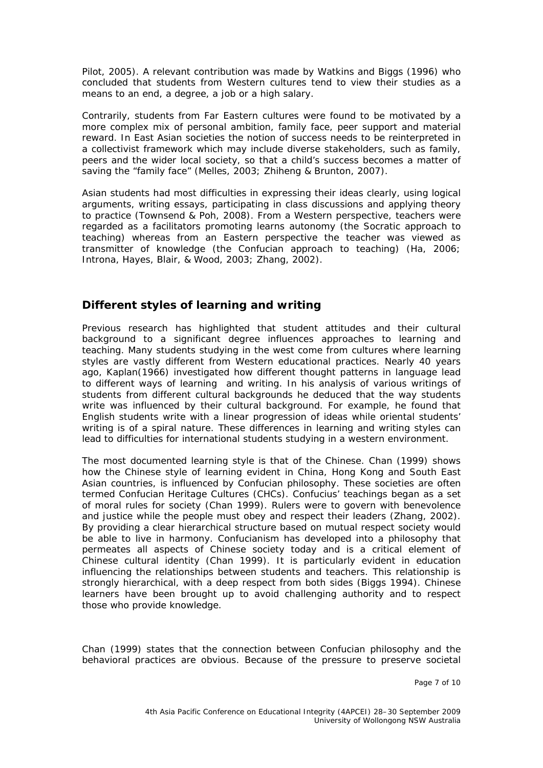Pilot, 2005). A relevant contribution was made by Watkins and Biggs (1996) who concluded that students from Western cultures tend to view their studies as a means to an end, a degree, a job or a high salary.

Contrarily, students from Far Eastern cultures were found to be motivated by a more complex mix of personal ambition, family face, peer support and material reward. In East Asian societies the notion of success needs to be reinterpreted in a collectivist framework which may include diverse stakeholders, such as family, peers and the wider local society, so that a child's success becomes a matter of saving the "family face" (Melles, 2003; Zhiheng & Brunton, 2007).

Asian students had most difficulties in expressing their ideas clearly, using logical arguments, writing essays, participating in class discussions and applying theory to practice (Townsend & Poh, 2008). From a Western perspective, teachers were regarded as a facilitators promoting learns autonomy (the Socratic approach to teaching) whereas from an Eastern perspective the teacher was viewed as transmitter of knowledge (the Confucian approach to teaching) (Ha, 2006; Introna, Hayes, Blair, & Wood, 2003; Zhang, 2002).

## Different styles of learning and writing

Previous research has highlighted that student attitudes and their cultural background to a significant degree influences approaches to learning and teaching. Many students studying in the west come from cultures where learning styles are vastly different from Western educational practices. Nearly 40 years ago, Kaplan(1966) investigated how different thought patterns in language lead to different ways of learning and writing. In his analysis of various writings of students from different cultural backgrounds he deduced that the way students write was influenced by their cultural background. For example, he found that English students write with a linear progression of ideas while oriental students' writing is of a spiral nature. These differences in learning and writing styles can lead to difficulties for international students studying in a western environment.

The most documented learning style is that of the Chinese. Chan (1999) shows how the Chinese style of learning evident in China, Hong Kong and South East Asian countries, is influenced by Confucian philosophy. These societies are often termed Confucian Heritage Cultures (CHCs). Confucius' teachings began as a set of moral rules for society (Chan 1999). Rulers were to govern with benevolence and justice while the people must obey and respect their leaders (Zhang, 2002). By providing a clear hierarchical structure based on mutual respect society would be able to live in harmony. Confucianism has developed into a philosophy that permeates all aspects of Chinese society today and is a critical element of Chinese cultural identity (Chan 1999). It is particularly evident in education influencing the relationships between students and teachers. This relationship is strongly hierarchical, with a deep respect from both sides (Biggs 1994). Chinese learners have been brought up to avoid challenging authority and to respect those who provide knowledge.

Chan (1999) states that the connection between Confucian philosophy and the behavioral practices are obvious. Because of the pressure to preserve societal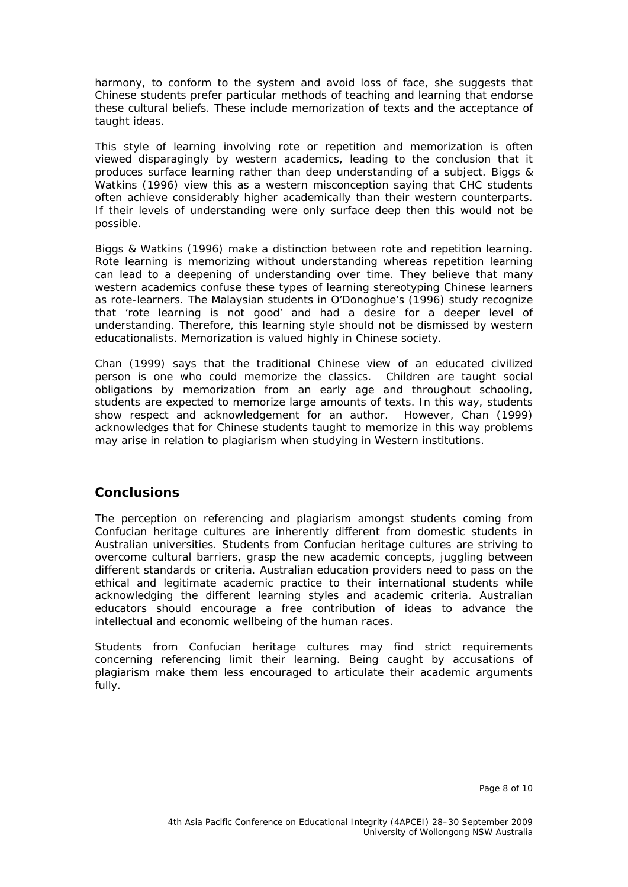harmony, to conform to the system and avoid loss of face, she suggests that Chinese students prefer particular methods of teaching and learning that endorse these cultural beliefs. These include memorization of texts and the acceptance of taught ideas.

This style of learning involving rote or repetition and memorization is often viewed disparagingly by western academics, leading to the conclusion that it produces surface learning rather than deep understanding of a subject. Biggs & Watkins (1996) view this as a western misconception saying that CHC students often achieve considerably higher academically than their western counterparts. If their levels of understanding were only surface deep then this would not be possible.

Biggs & Watkins (1996) make a distinction between rote and repetition learning. Rote learning is memorizing without understanding whereas repetition learning can lead to a deepening of understanding over time. They believe that many western academics confuse these types of learning stereotyping Chinese learners as rote-learners. The Malaysian students in O'Donoghue's (1996) study recognize that 'rote learning is not good' and had a desire for a deeper level of understanding. Therefore, this learning style should not be dismissed by western educationalists. Memorization is valued highly in Chinese society.

Chan (1999) says that the traditional Chinese view of an educated civilized person is one who could memorize the classics. Children are taught social obligations by memorization from an early age and throughout schooling, students are expected to memorize large amounts of texts. In this way, students show respect and acknowledgement for an author. However, Chan (1999) acknowledges that for Chinese students taught to memorize in this way problems may arise in relation to plagiarism when studying in Western institutions.

## Conclusions

The perception on referencing and plagiarism amongst students coming from Confucian heritage cultures are inherently different from domestic students in Australian universities. Students from Confucian heritage cultures are striving to overcome cultural barriers, grasp the new academic concepts, juggling between different standards or criteria. Australian education providers need to pass on the ethical and legitimate academic practice to their international students while acknowledging the different learning styles and academic criteria. Australian educators should encourage a free contribution of ideas to advance the intellectual and economic wellbeing of the human races.

Students from Confucian heritage cultures may find strict requirements concerning referencing limit their learning. Being caught by accusations of plagiarism make them less encouraged to articulate their academic arguments fully.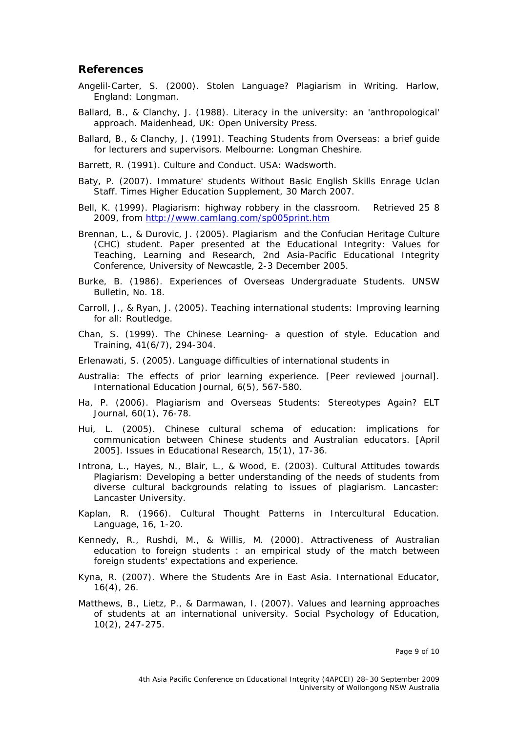## References

Angelil-Carter, S. (2000). Stolen Language? Plagiarism in Writing. Harlow, England: Longman.

Ballard, B., & Clanchy, J. (1988). Literacy in the university: an 'anthropological' approach. Maidenhead, UK: Open University Press.

Ballard, B., & Clanchy, J. (1991). Teaching Students from Overseas: a brief guide for lecturers and supervisors. Melbourne: Longman Cheshire.

Barrett, R. (1991). Culture and Conduct. USA: Wadsworth.

Baty, P. (2007). Immature' students Without Basic English Skills Enrage Uclan Staff. Times Higher Education Supplement, 30 March 2007.

Bell, K. (1999). Plagiarism: highway robbery in the classroom. Retrieved 25 8 2009, from http://www.camlang.com/sp005print.htm

Brennan, L., & Durovic, J. (2005). Plagiarism and the Confucian Heritage Culture (CHC) student. Paper presented at the Educational Integrity: Values for Teaching, Learning and Research, 2nd Asia-Pacific Educational Integrity Conference, University of Newcastle, 2-3 December 2005.

Burke, B. (1986). Experiences of Overseas Undergraduate Students. UNSW Bulletin, No. 18.

Carroll, J., & Ryan, J. (2005). Teaching international students: Improving learning for all: Routledge.

Chan, S. (1999). The Chinese Learning- a question of style. Education and Training, 41(6/7), 294-304.

Erlenawati, S. (2005). Language difficulties of international students in

Australia: The effects of prior learning experience. [Peer reviewed journal]. International Education Journal, 6(5), 567-580.

Ha, P. (2006). Plagiarism and Overseas Students: Stereotypes Again? ELT Journal, 60(1), 76-78.

Hui, L. (2005). Chinese cultural schema of education: implications for communication between Chinese students and Australian educators. [April 2005]. Issues in Educational Research, 15(1), 17-36.

Introna, L., Hayes, N., Blair, L., & Wood, E. (2003). Cultural Attitudes towards Plagiarism: Developing a better understanding of the needs of students from diverse cultural backgrounds relating to issues of plagiarism. Lancaster: Lancaster University.

Kaplan, R. (1966). Cultural Thought Patterns in Intercultural Education. Language, 16, 1-20.

Kennedy, R., Rushdi, M., & Willis, M. (2000). Attractiveness of Australian education to foreign students : an empirical study of the match between foreign students' expectations and experience.

Kyna, R. (2007). Where the Students Are in East Asia. International Educator, 16(4), 26.

Matthews, B., Lietz, P., & Darmawan, I. (2007). Values and learning approaches of students at an international university. Social Psychology of Education, 10(2), 247-275.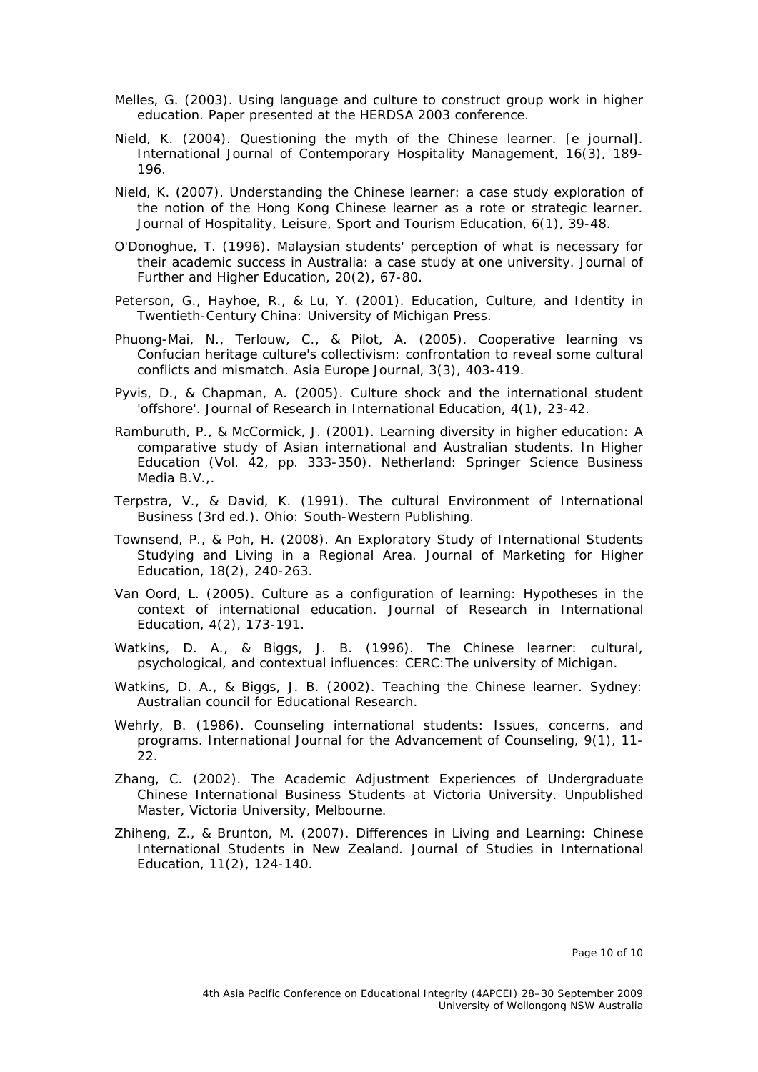Melles, G. (2003). Using language and culture to construct group work in higher education. Paper presented at the HERDSA 2003 conference.

Nield, K. (2004). Questioning the myth of the Chinese learner. [e journal]. International Journal of Contemporary Hospitality Management, 16(3), 189-196.

Nield, K. (2007). Understanding the Chinese learner: a case study exploration of the notion of the Hong Kong Chinese learner as a rote or strategic learner. Journal of Hospitality, Leisure, Sport and Tourism Education, 6(1), 39-48.

O'Donoghue, T. (1996). Malaysian students' perception of what is necessary for their academic success in Australia: a case study at one university. Journal of Further and Higher Education, 20(2), 67-80.

Peterson, G., Hayhoe, R., & Lu, Y. (2001). Education, Culture, and Identity in Twentieth-Century China: University of Michigan Press.

Phuong-Mai, N., Terlouw, C., & Pilot, A. (2005). Cooperative learning vs Confucian heritage culture's collectivism: confrontation to reveal some cultural conflicts and mismatch. Asia Europe Journal, 3(3), 403-419.

Pyvis, D., & Chapman, A. (2005). Culture shock and the international student 'offshore'. Journal of Research in International Education, 4(1), 23-42.

Ramburuth, P., & McCormick, J. (2001). Learning diversity in higher education: A comparative study of Asian international and Australian students. In Higher Education (Vol. 42, pp. 333-350). Netherland: Springer Science Business Media B.V.,.

Terpstra, V., & David, K. (1991). The cultural Environment of International Business (3rd ed.). Ohio: South-Western Publishing.

Townsend, P., & Poh, H. (2008). An Exploratory Study of International Students Studying and Living in a Regional Area. Journal of Marketing for Higher Education, 18(2), 240-263.

Van Oord, L. (2005). Culture as a configuration of learning: Hypotheses in the context of international education. Journal of Research in International Education, 4(2), 173-191.

Watkins, D. A., & Biggs, J. B. (1996). The Chinese learner: cultural, psychological, and contextual influences: CERC:The university of Michigan.

Watkins, D. A., & Biggs, J. B. (2002). Teaching the Chinese learner. Sydney: Australian council for Educational Research.

Wehrly, B. (1986). Counseling international students: Issues, concerns, and programs. International Journal for the Advancement of Counseling, 9(1), 11-22.

Zhang, C. (2002). The Academic Adjustment Experiences of Undergraduate Chinese International Business Students at Victoria University. Unpublished Master, Victoria University, Melbourne.

Zhiheng, Z., & Brunton, M. (2007). Differences in Living and Learning: Chinese International Students in New Zealand. Journal of Studies in International Education, 11(2), 124-140.